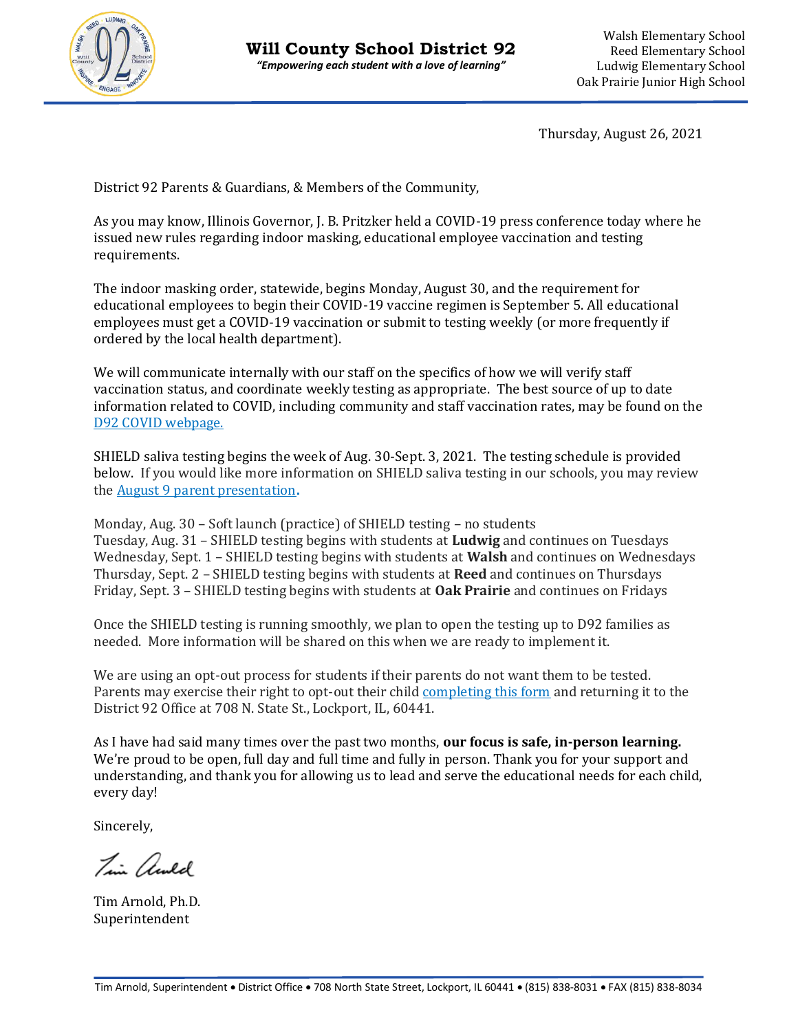# Will County School District 92

*"Empowering each student with a love of learning"*

Walsh Elementary School
Reed Elementary School
Ludwig Elementary School
Oak Prairie Junior High School

Thursday, August 26, 2021

District 92 Parents & Guardians, & Members of the Community,

As you may know, Illinois Governor, J. B. Pritzker held a COVID-19 press conference today where he issued new rules regarding indoor masking, educational employee vaccination and testing requirements.

The indoor masking order, statewide, begins Monday, August 30, and the requirement for educational employees to begin their COVID-19 vaccine regimen is September 5. All educational employees must get a COVID-19 vaccination or submit to testing weekly (or more frequently if ordered by the local health department).

We will communicate internally with our staff on the specifics of how we will verify staff vaccination status, and coordinate weekly testing as appropriate. The best source of up to date information related to COVID, including community and staff vaccination rates, may be found on the D92 COVID webpage.

SHIELD saliva testing begins the week of Aug. 30-Sept. 3, 2021. The testing schedule is provided below. If you would like more information on SHIELD saliva testing in our schools, you may review the August 9 parent presentation.

Monday, Aug. 30 – Soft launch (practice) of SHIELD testing – no students
Tuesday, Aug. 31 – SHIELD testing begins with students at **Ludwig** and continues on Tuesdays
Wednesday, Sept. 1 – SHIELD testing begins with students at **Walsh** and continues on Wednesdays
Thursday, Sept. 2 – SHIELD testing begins with students at **Reed** and continues on Thursdays
Friday, Sept. 3 – SHIELD testing begins with students at **Oak Prairie** and continues on Fridays

Once the SHIELD testing is running smoothly, we plan to open the testing up to D92 families as needed. More information will be shared on this when we are ready to implement it.

We are using an opt-out process for students if their parents do not want them to be tested. Parents may exercise their right to opt-out their child completing this form and returning it to the District 92 Office at 708 N. State St., Lockport, IL, 60441.

As I have had said many times over the past two months, **our focus is safe, in-person learning.** We're proud to be open, full day and full time and fully in person. Thank you for your support and understanding, and thank you for allowing us to lead and serve the educational needs for each child, every day!

Sincerely,

Tim Arnold

Tim Arnold, Ph.D.
Superintendent

Tim Arnold, Superintendent • District Office • 708 North State Street, Lockport, IL 60441 • (815) 838-8031 • FAX (815) 838-8034